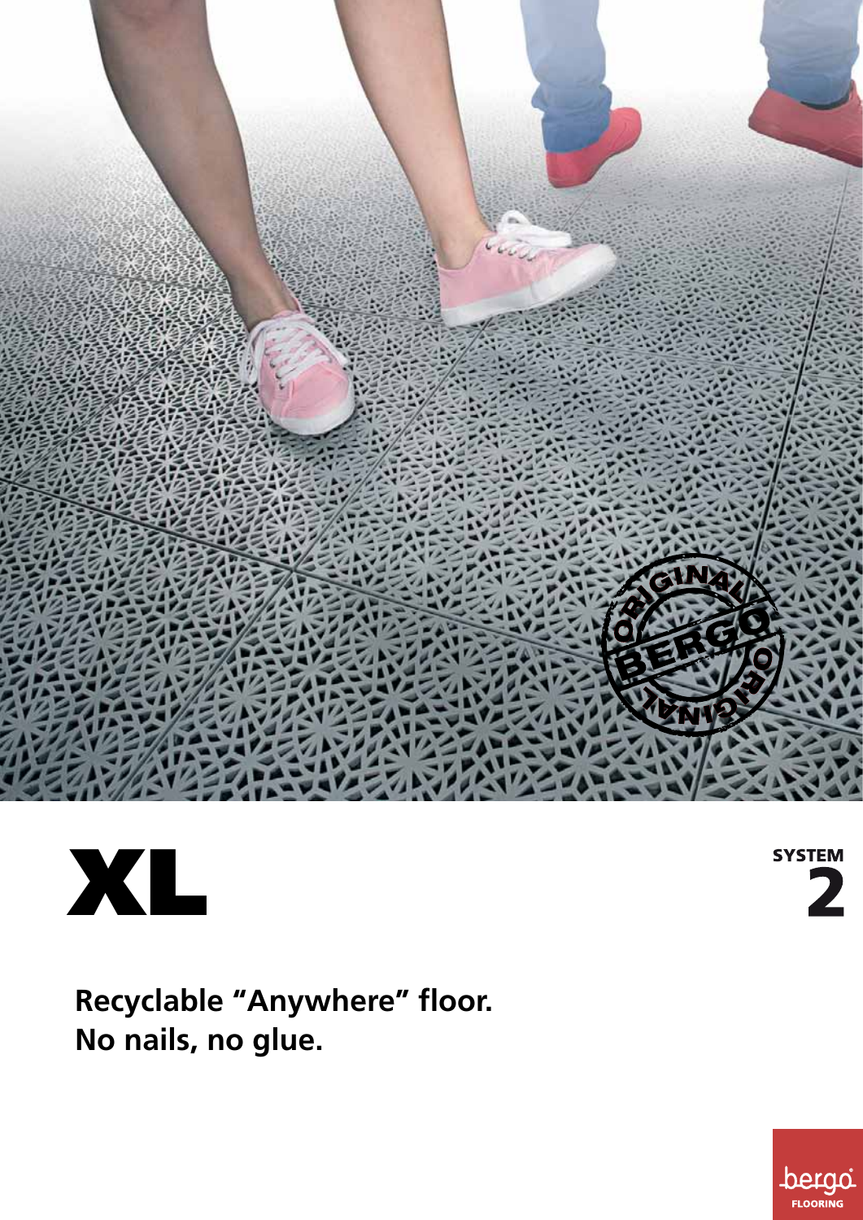# XL

**SYSTEM 2**

**Recyclable "Anywhere" floor.**
**No nails, no glue.**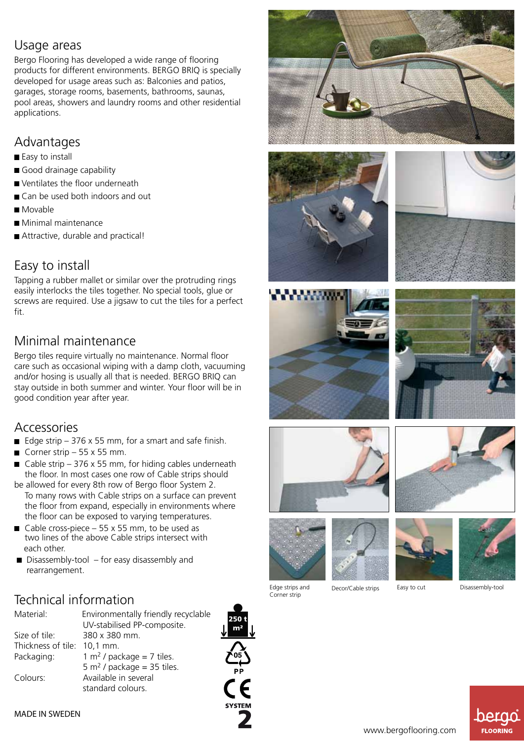## Usage areas

Bergo Flooring has developed a wide range of flooring products for different environments. BERGO BRIQ is specially developed for usage areas such as: Balconies and patios, garages, storage rooms, basements, bathrooms, saunas, pool areas, showers and laundry rooms and other residential applications.

## Advantages

- Easy to install
- Good drainage capability
- Ventilates the floor underneath
- Can be used both indoors and out
- Movable
- Minimal maintenance
- Attractive, durable and practical!

## Easy to install

Tapping a rubber mallet or similar over the protruding rings easily interlocks the tiles together. No special tools, glue or screws are required. Use a jigsaw to cut the tiles for a perfect fit.

## Minimal maintenance

Bergo tiles require virtually no maintenance. Normal floor care such as occasional wiping with a damp cloth, vacuuming and/or hosing is usually all that is needed. BERGO BRIQ can stay outside in both summer and winter. Your floor will be in good condition year after year.

## Accessories

- Edge strip – 376 x 55 mm, for a smart and safe finish.
- Corner strip – 55 x 55 mm.
- Cable strip – 376 x 55 mm, for hiding cables underneath the floor. In most cases one row of Cable strips should be allowed for every 8th row of Bergo floor System 2. To many rows with Cable strips on a surface can prevent the floor from expand, especially in environments where the floor can be exposed to varying temperatures.
- Cable cross-piece – 55 x 55 mm, to be used as two lines of the above Cable strips intersect with each other.
- Disassembly-tool – for easy disassembly and rearrangement.

Edge strips and Corner strip

Decor/Cable strips

Easy to cut

Disassembly-tool

## Technical information

| | |
|---|---|
| Material: | Environmentally friendly recyclable UV-stabilised PP-composite. |
| Size of tile: | 380 x 380 mm. |
| Thickness of tile: | 10,1 mm. |
| Packaging: | 1 m² / package = 7 tiles. 5 m² / package = 35 tiles. |
| Colours: | Available in several standard colours. |

250 t m²

05 PP

CE

SYSTEM 2

MADE IN SWEDEN

www.bergoflooring.com

bergo FLOORING